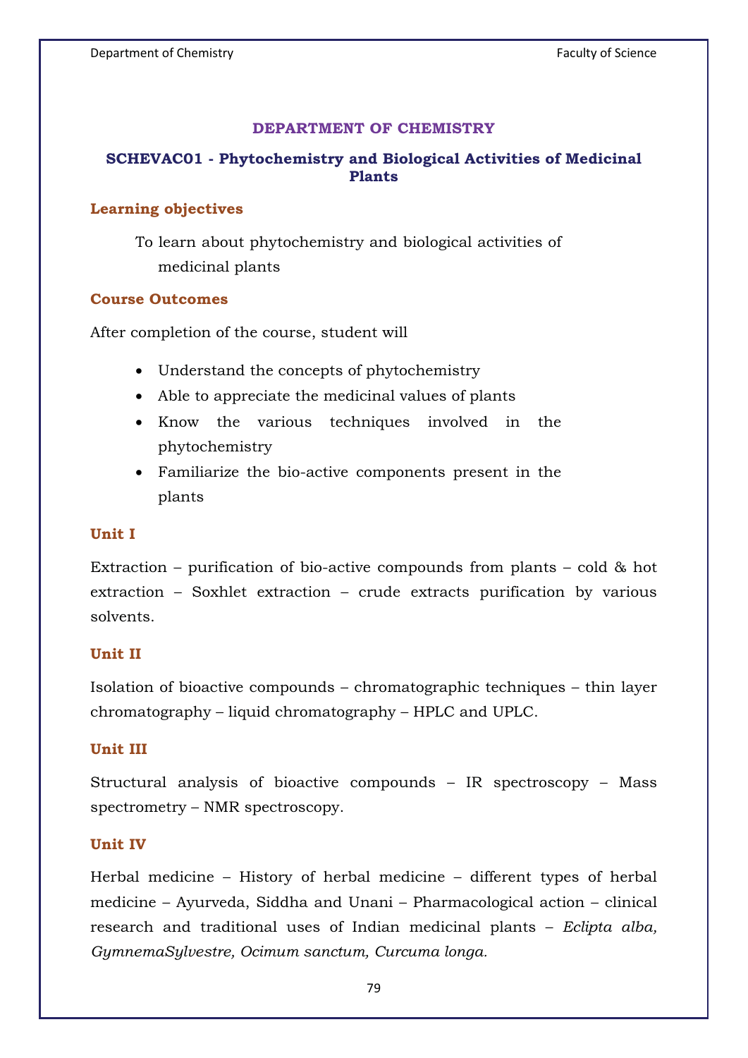# DEPARTMENT OF CHEMISTRY

## SCHEVAC01 - Phytochemistry and Biological Activities of Medicinal Plants

### Learning objectives

To learn about phytochemistry and biological activities of medicinal plants

### Course Outcomes

After completion of the course, student will

- Understand the concepts of phytochemistry
- Able to appreciate the medicinal values of plants
- Know the various techniques involved in the phytochemistry
- Familiarize the bio-active components present in the plants

### Unit I

Extraction – purification of bio-active compounds from plants – cold & hot extraction – Soxhlet extraction – crude extracts purification by various solvents.

### Unit II

Isolation of bioactive compounds – chromatographic techniques – thin layer chromatography – liquid chromatography – HPLC and UPLC.

### Unit III

Structural analysis of bioactive compounds – IR spectroscopy – Mass spectrometry – NMR spectroscopy.

### Unit IV

Herbal medicine – History of herbal medicine – different types of herbal medicine – Ayurveda, Siddha and Unani – Pharmacological action – clinical research and traditional uses of Indian medicinal plants – *Eclipta alba, GymnemaSylvestre, Ocimum sanctum, Curcuma longa.*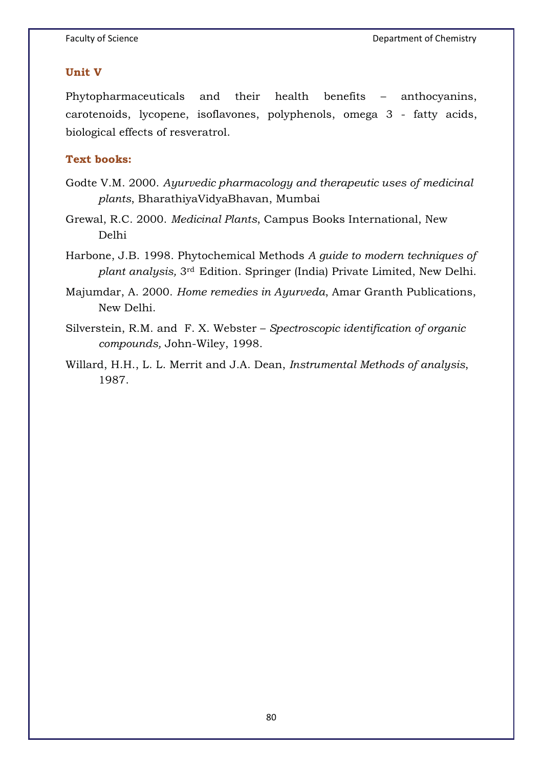## Unit V

Phytopharmaceuticals and their health benefits – anthocyanins, carotenoids, lycopene, isoflavones, polyphenols, omega 3 - fatty acids, biological effects of resveratrol.

## Text books:

Godte V.M. 2000. *Ayurvedic pharmacology and therapeutic uses of medicinal plants*, BharathiyaVidyaBhavan, Mumbai

Grewal, R.C. 2000. *Medicinal Plants*, Campus Books International, New Delhi

Harbone, J.B. 1998. Phytochemical Methods *A guide to modern techniques of plant analysis,* 3rd Edition. Springer (India) Private Limited, New Delhi.

Majumdar, A. 2000. *Home remedies in Ayurveda*, Amar Granth Publications, New Delhi.

Silverstein, R.M. and F. X. Webster – *Spectroscopic identification of organic compounds,* John-Wiley, 1998.

Willard, H.H., L. L. Merrit and J.A. Dean, *Instrumental Methods of analysis*, 1987.